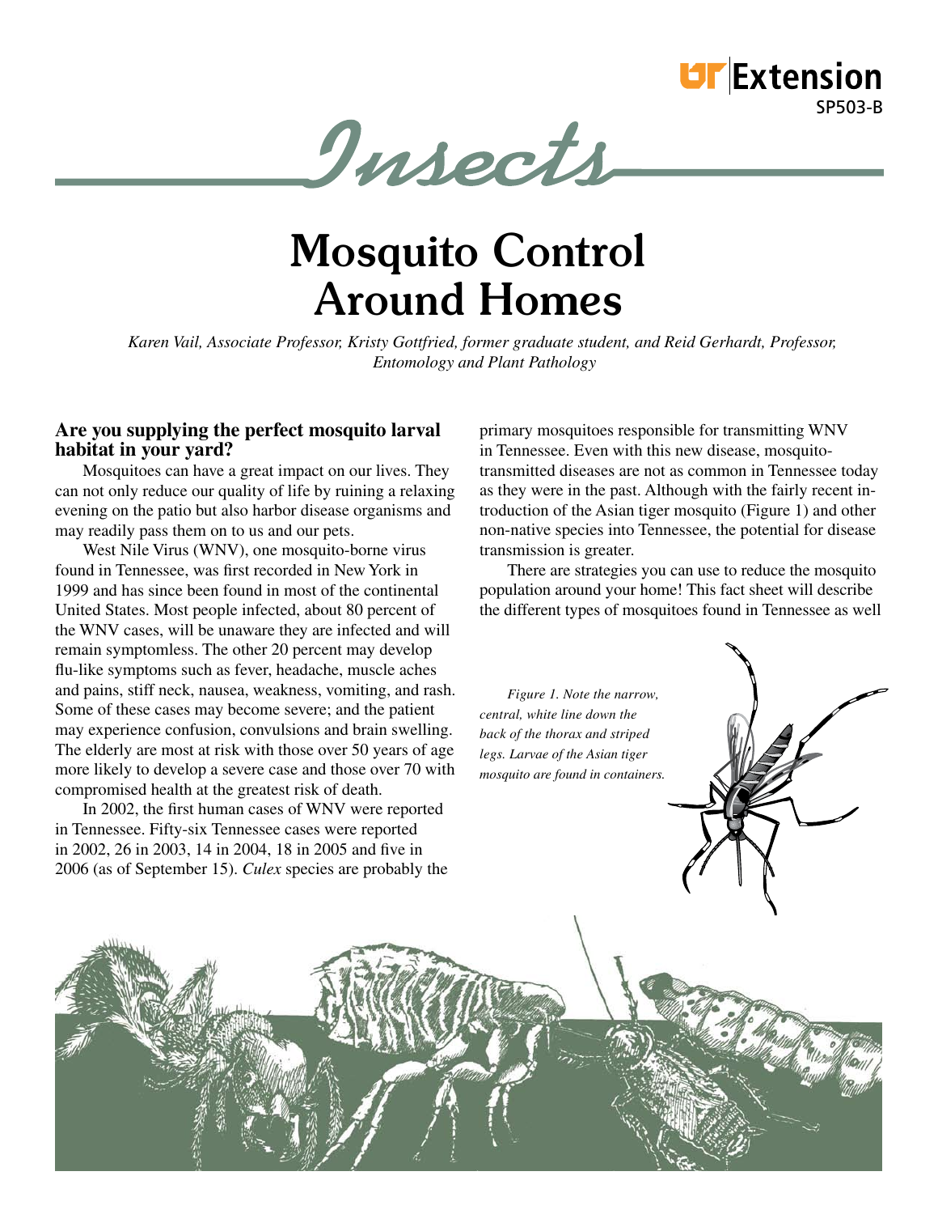UT Extension
SP503-B

Insects

# Mosquito Control Around Homes

*Karen Vail, Associate Professor, Kristy Gottfried, former graduate student, and Reid Gerhardt, Professor, Entomology and Plant Pathology*

## Are you supplying the perfect mosquito larval habitat in your yard?

Mosquitoes can have a great impact on our lives. They can not only reduce our quality of life by ruining a relaxing evening on the patio but also harbor disease organisms and may readily pass them on to us and our pets.

West Nile Virus (WNV), one mosquito-borne virus found in Tennessee, was first recorded in New York in 1999 and has since been found in most of the continental United States. Most people infected, about 80 percent of the WNV cases, will be unaware they are infected and will remain symptomless. The other 20 percent may develop flu-like symptoms such as fever, headache, muscle aches and pains, stiff neck, nausea, weakness, vomiting, and rash. Some of these cases may become severe; and the patient may experience confusion, convulsions and brain swelling. The elderly are most at risk with those over 50 years of age more likely to develop a severe case and those over 70 with compromised health at the greatest risk of death.

In 2002, the first human cases of WNV were reported in Tennessee. Fifty-six Tennessee cases were reported in 2002, 26 in 2003, 14 in 2004, 18 in 2005 and five in 2006 (as of September 15). *Culex* species are probably the primary mosquitoes responsible for transmitting WNV in Tennessee. Even with this new disease, mosquito-transmitted diseases are not as common in Tennessee today as they were in the past. Although with the fairly recent introduction of the Asian tiger mosquito (Figure 1) and other non-native species into Tennessee, the potential for disease transmission is greater.

There are strategies you can use to reduce the mosquito population around your home! This fact sheet will describe the different types of mosquitoes found in Tennessee as well

*Figure 1. Note the narrow, central, white line down the back of the thorax and striped legs. Larvae of the Asian tiger mosquito are found in containers.*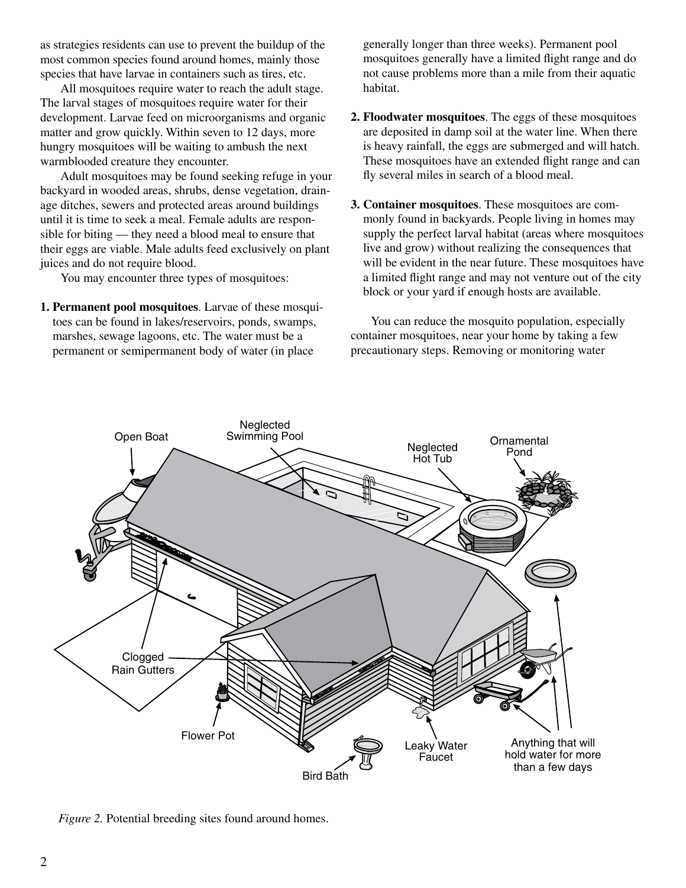as strategies residents can use to prevent the buildup of the most common species found around homes, mainly those species that have larvae in containers such as tires, etc.

All mosquitoes require water to reach the adult stage. The larval stages of mosquitoes require water for their development. Larvae feed on microorganisms and organic matter and grow quickly. Within seven to 12 days, more hungry mosquitoes will be waiting to ambush the next warmblooded creature they encounter.

Adult mosquitoes may be found seeking refuge in your backyard in wooded areas, shrubs, dense vegetation, drainage ditches, sewers and protected areas around buildings until it is time to seek a meal. Female adults are responsible for biting — they need a blood meal to ensure that their eggs are viable. Male adults feed exclusively on plant juices and do not require blood.

You may encounter three types of mosquitoes:

1. **Permanent pool mosquitoes**. Larvae of these mosquitoes can be found in lakes/reservoirs, ponds, swamps, marshes, sewage lagoons, etc. The water must be a permanent or semipermanent body of water (in place generally longer than three weeks). Permanent pool mosquitoes generally have a limited flight range and do not cause problems more than a mile from their aquatic habitat.

2. **Floodwater mosquitoes**. The eggs of these mosquitoes are deposited in damp soil at the water line. When there is heavy rainfall, the eggs are submerged and will hatch. These mosquitoes have an extended flight range and can fly several miles in search of a blood meal.

3. **Container mosquitoes**. These mosquitoes are commonly found in backyards. People living in homes may supply the perfect larval habitat (areas where mosquitoes live and grow) without realizing the consequences that will be evident in the near future. These mosquitoes have a limited flight range and may not venture out of the city block or your yard if enough hosts are available.

You can reduce the mosquito population, especially container mosquitoes, near your home by taking a few precautionary steps. Removing or monitoring water

Open Boat · Neglected Swimming Pool · Neglected Hot Tub · Ornamental Pond · Clogged Rain Gutters · Flower Pot · Bird Bath · Leaky Water Faucet · Anything that will hold water for more than a few days

*Figure 2.* Potential breeding sites found around homes.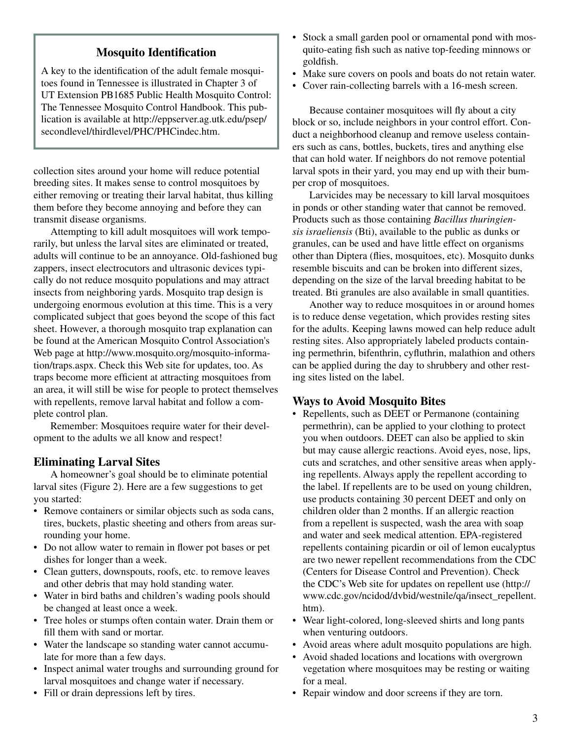### Mosquito Identification

A key to the identification of the adult female mosquitoes found in Tennessee is illustrated in Chapter 3 of UT Extension PB1685 Public Health Mosquito Control: The Tennessee Mosquito Control Handbook. This publication is available at http://eppserver.ag.utk.edu/psep/secondlevel/thirdlevel/PHC/PHCindec.htm.

collection sites around your home will reduce potential breeding sites. It makes sense to control mosquitoes by either removing or treating their larval habitat, thus killing them before they become annoying and before they can transmit disease organisms.

Attempting to kill adult mosquitoes will work temporarily, but unless the larval sites are eliminated or treated, adults will continue to be an annoyance. Old-fashioned bug zappers, insect electrocutors and ultrasonic devices typically do not reduce mosquito populations and may attract insects from neighboring yards. Mosquito trap design is undergoing enormous evolution at this time. This is a very complicated subject that goes beyond the scope of this fact sheet. However, a thorough mosquito trap explanation can be found at the American Mosquito Control Association's Web page at http://www.mosquito.org/mosquito-information/traps.aspx. Check this Web site for updates, too. As traps become more efficient at attracting mosquitoes from an area, it will still be wise for people to protect themselves with repellents, remove larval habitat and follow a complete control plan.

Remember: Mosquitoes require water for their development to the adults we all know and respect!

## Eliminating Larval Sites

A homeowner's goal should be to eliminate potential larval sites (Figure 2). Here are a few suggestions to get you started:

- Remove containers or similar objects such as soda cans, tires, buckets, plastic sheeting and others from areas surrounding your home.
- Do not allow water to remain in flower pot bases or pet dishes for longer than a week.
- Clean gutters, downspouts, roofs, etc. to remove leaves and other debris that may hold standing water.
- Water in bird baths and children's wading pools should be changed at least once a week.
- Tree holes or stumps often contain water. Drain them or fill them with sand or mortar.
- Water the landscape so standing water cannot accumulate for more than a few days.
- Inspect animal water troughs and surrounding ground for larval mosquitoes and change water if necessary.
- Fill or drain depressions left by tires.
- Stock a small garden pool or ornamental pond with mosquito-eating fish such as native top-feeding minnows or goldfish.
- Make sure covers on pools and boats do not retain water.
- Cover rain-collecting barrels with a 16-mesh screen.

Because container mosquitoes will fly about a city block or so, include neighbors in your control effort. Conduct a neighborhood cleanup and remove useless containers such as cans, bottles, buckets, tires and anything else that can hold water. If neighbors do not remove potential larval spots in their yard, you may end up with their bumper crop of mosquitoes.

Larvicides may be necessary to kill larval mosquitoes in ponds or other standing water that cannot be removed. Products such as those containing *Bacillus thuringiensis israeliensis* (Bti), available to the public as dunks or granules, can be used and have little effect on organisms other than Diptera (flies, mosquitoes, etc). Mosquito dunks resemble biscuits and can be broken into different sizes, depending on the size of the larval breeding habitat to be treated. Bti granules are also available in small quantities.

Another way to reduce mosquitoes in or around homes is to reduce dense vegetation, which provides resting sites for the adults. Keeping lawns mowed can help reduce adult resting sites. Also appropriately labeled products containing permethrin, bifenthrin, cyfluthrin, malathion and others can be applied during the day to shrubbery and other resting sites listed on the label.

## Ways to Avoid Mosquito Bites

- Repellents, such as DEET or Permanone (containing permethrin), can be applied to your clothing to protect you when outdoors. DEET can also be applied to skin but may cause allergic reactions. Avoid eyes, nose, lips, cuts and scratches, and other sensitive areas when applying repellents. Always apply the repellent according to the label. If repellents are to be used on young children, use products containing 30 percent DEET and only on children older than 2 months. If an allergic reaction from a repellent is suspected, wash the area with soap and water and seek medical attention. EPA-registered repellents containing picardin or oil of lemon eucalyptus are two newer repellent recommendations from the CDC (Centers for Disease Control and Prevention). Check the CDC's Web site for updates on repellent use (http://www.cdc.gov/ncidod/dvbid/westnile/qa/insect_repellent.htm).
- Wear light-colored, long-sleeved shirts and long pants when venturing outdoors.
- Avoid areas where adult mosquito populations are high.
- Avoid shaded locations and locations with overgrown vegetation where mosquitoes may be resting or waiting for a meal.
- Repair window and door screens if they are torn.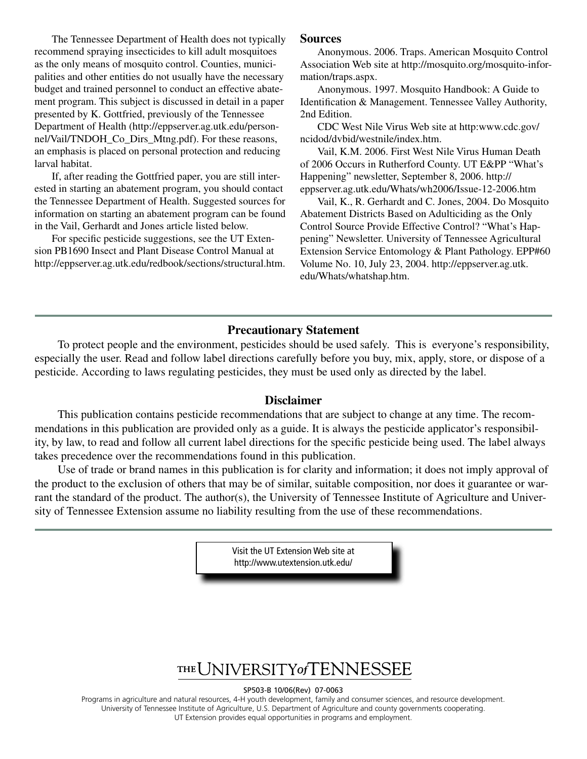The Tennessee Department of Health does not typically recommend spraying insecticides to kill adult mosquitoes as the only means of mosquito control. Counties, municipalities and other entities do not usually have the necessary budget and trained personnel to conduct an effective abatement program. This subject is discussed in detail in a paper presented by K. Gottfried, previously of the Tennessee Department of Health (http://eppserver.ag.utk.edu/personnel/Vail/TNDOH_Co_Dirs_Mtng.pdf). For these reasons, an emphasis is placed on personal protection and reducing larval habitat.

If, after reading the Gottfried paper, you are still interested in starting an abatement program, you should contact the Tennessee Department of Health. Suggested sources for information on starting an abatement program can be found in the Vail, Gerhardt and Jones article listed below.

For specific pesticide suggestions, see the UT Extension PB1690 Insect and Plant Disease Control Manual at http://eppserver.ag.utk.edu/redbook/sections/structural.htm.

## Sources

Anonymous. 2006. Traps. American Mosquito Control Association Web site at http://mosquito.org/mosquito-information/traps.aspx.

Anonymous. 1997. Mosquito Handbook: A Guide to Identification & Management. Tennessee Valley Authority, 2nd Edition.

CDC West Nile Virus Web site at http:www.cdc.gov/ncidod/dvbid/westnile/index.htm.

Vail, K.M. 2006. First West Nile Virus Human Death of 2006 Occurs in Rutherford County. UT E&PP "What's Happening" newsletter, September 8, 2006. http://eppserver.ag.utk.edu/Whats/wh2006/Issue-12-2006.htm

Vail, K., R. Gerhardt and C. Jones, 2004. Do Mosquito Abatement Districts Based on Adulticiding as the Only Control Source Provide Effective Control? "What's Happening" Newsletter. University of Tennessee Agricultural Extension Service Entomology & Plant Pathology. EPP#60 Volume No. 10, July 23, 2004. http://eppserver.ag.utk.edu/Whats/whatshap.htm.

## Precautionary Statement

To protect people and the environment, pesticides should be used safely. This is everyone's responsibility, especially the user. Read and follow label directions carefully before you buy, mix, apply, store, or dispose of a pesticide. According to laws regulating pesticides, they must be used only as directed by the label.

## Disclaimer

This publication contains pesticide recommendations that are subject to change at any time. The recommendations in this publication are provided only as a guide. It is always the pesticide applicator's responsibility, by law, to read and follow all current label directions for the specific pesticide being used. The label always takes precedence over the recommendations found in this publication.

Use of trade or brand names in this publication is for clarity and information; it does not imply approval of the product to the exclusion of others that may be of similar, suitable composition, nor does it guarantee or warrant the standard of the product. The author(s), the University of Tennessee Institute of Agriculture and University of Tennessee Extension assume no liability resulting from the use of these recommendations.

Visit the UT Extension Web site at
http://www.utextension.utk.edu/

THE UNIVERSITY of TENNESSEE

SP503-B 10/06(Rev) 07-0063

Programs in agriculture and natural resources, 4-H youth development, family and consumer sciences, and resource development.
University of Tennessee Institute of Agriculture, U.S. Department of Agriculture and county governments cooperating.
UT Extension provides equal opportunities in programs and employment.